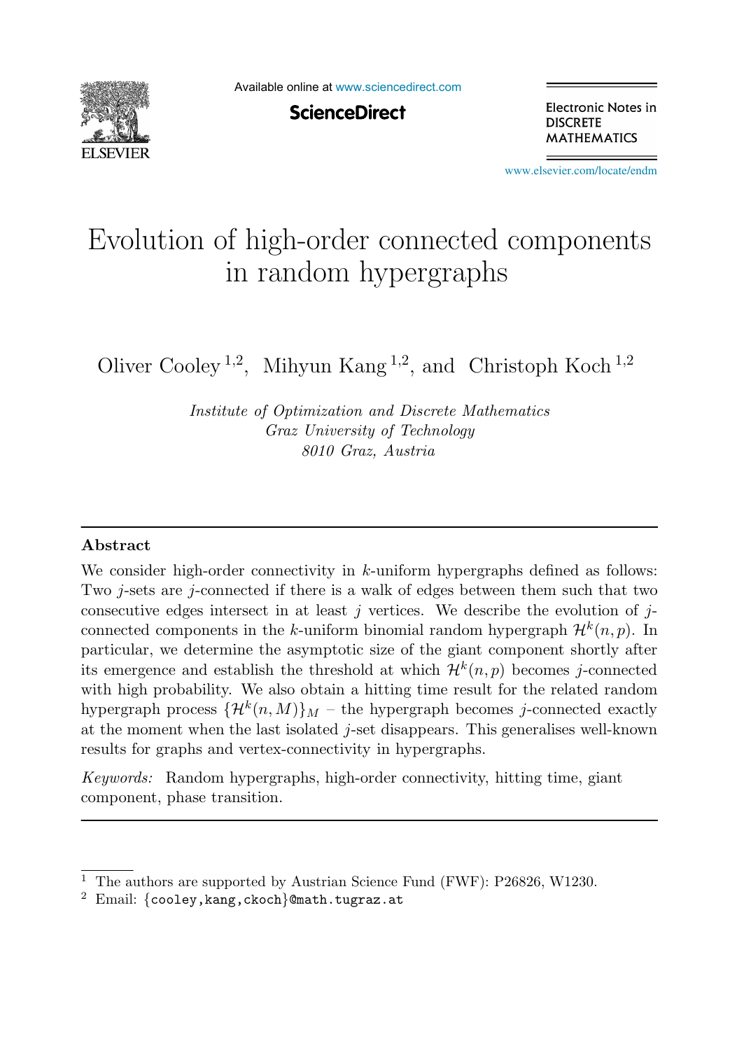# Evolution of high-order connected components in random hypergraphs

Oliver Cooley [1,2], Mihyun Kang [1,2], and Christoph Koch [1,2]

*Institute of Optimization and Discrete Mathematics*
*Graz University of Technology*
*8010 Graz, Austria*

## Abstract

We consider high-order connectivity in $k$-uniform hypergraphs defined as follows: Two $j$-sets are $j$-connected if there is a walk of edges between them such that two consecutive edges intersect in at least $j$ vertices. We describe the evolution of $j$-connected components in the $k$-uniform binomial random hypergraph $\mathcal{H}^k(n, p)$. In particular, we determine the asymptotic size of the giant component shortly after its emergence and establish the threshold at which $\mathcal{H}^k(n, p)$ becomes $j$-connected with high probability. We also obtain a hitting time result for the related random hypergraph process $\{\mathcal{H}^k(n, M)\}_M$ – the hypergraph becomes $j$-connected exactly at the moment when the last isolated $j$-set disappears. This generalises well-known results for graphs and vertex-connectivity in hypergraphs.

*Keywords:* Random hypergraphs, high-order connectivity, hitting time, giant component, phase transition.

---

[1] The authors are supported by Austrian Science Fund (FWF): P26826, W1230.

[2] Email: {cooley,kang,ckoch}@math.tugraz.at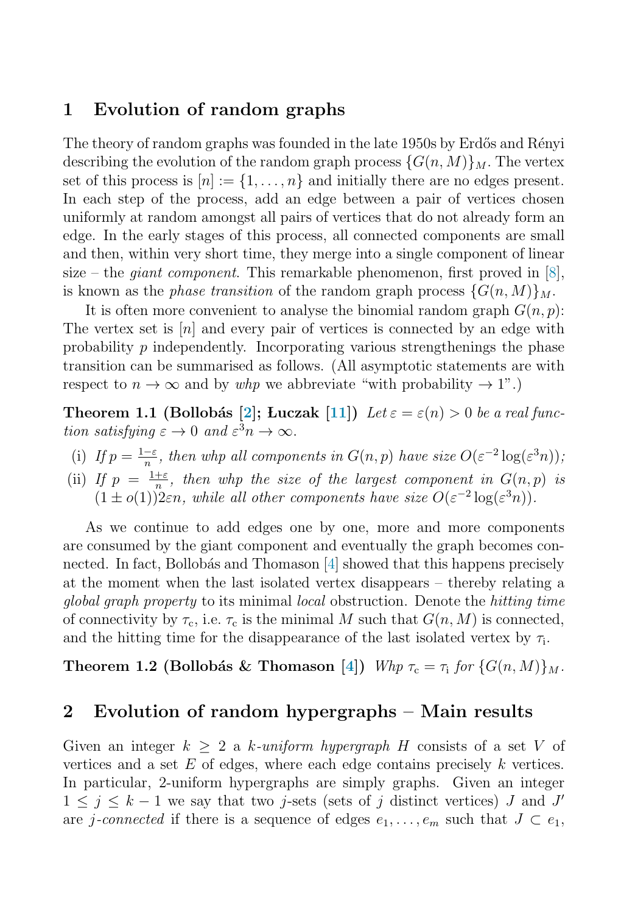## 1 Evolution of random graphs

The theory of random graphs was founded in the late 1950s by Erdős and Rényi describing the evolution of the random graph process $\{G(n, M)\}_M$. The vertex set of this process is $[n] := \{1, \ldots, n\}$ and initially there are no edges present. In each step of the process, add an edge between a pair of vertices chosen uniformly at random amongst all pairs of vertices that do not already form an edge. In the early stages of this process, all connected components are small and then, within very short time, they merge into a single component of linear size – the *giant component*. This remarkable phenomenon, first proved in [8], is known as the *phase transition* of the random graph process $\{G(n, M)\}_M$.

It is often more convenient to analyse the binomial random graph $G(n, p)$: The vertex set is $[n]$ and every pair of vertices is connected by an edge with probability $p$ independently. Incorporating various strengthenings the phase transition can be summarised as follows. (All asymptotic statements are with respect to $n \to \infty$ and by *whp* we abbreviate "with probability $\to 1$".)

**Theorem 1.1 (Bollobás [2]; Łuczak [11])** *Let $\varepsilon = \varepsilon(n) > 0$ be a real function satisfying $\varepsilon \to 0$ and $\varepsilon^3 n \to \infty$.*

- (i) *If $p = \frac{1-\varepsilon}{n}$, then whp all components in $G(n, p)$ have size $O(\varepsilon^{-2} \log(\varepsilon^3 n))$;*
- (ii) *If $p = \frac{1+\varepsilon}{n}$, then whp the size of the largest component in $G(n, p)$ is $(1 \pm o(1))2\varepsilon n$, while all other components have size $O(\varepsilon^{-2} \log(\varepsilon^3 n))$.*

As we continue to add edges one by one, more and more components are consumed by the giant component and eventually the graph becomes connected. In fact, Bollobás and Thomason [4] showed that this happens precisely at the moment when the last isolated vertex disappears – thereby relating a *global graph property* to its minimal *local* obstruction. Denote the *hitting time* of connectivity by $\tau_c$, i.e. $\tau_c$ is the minimal $M$ such that $G(n, M)$ is connected, and the hitting time for the disappearance of the last isolated vertex by $\tau_i$.

**Theorem 1.2 (Bollobás & Thomason [4])** *Whp $\tau_c = \tau_i$ for $\{G(n, M)\}_M$.*

## 2 Evolution of random hypergraphs – Main results

Given an integer $k \geq 2$ a *$k$-uniform hypergraph* $H$ consists of a set $V$ of vertices and a set $E$ of edges, where each edge contains precisely $k$ vertices. In particular, 2-uniform hypergraphs are simply graphs. Given an integer $1 \leq j \leq k-1$ we say that two $j$-sets (sets of $j$ distinct vertices) $J$ and $J'$ are *$j$-connected* if there is a sequence of edges $e_1, \ldots, e_m$ such that $J \subset e_1$,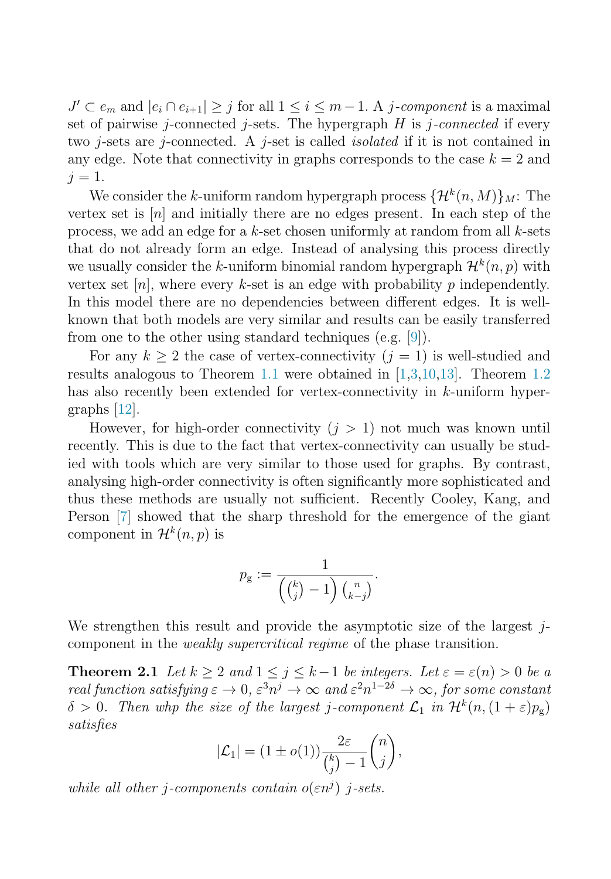$J' \subset e_m$ and $|e_i \cap e_{i+1}| \geq j$ for all $1 \leq i \leq m-1$. A *j-component* is a maximal set of pairwise $j$-connected $j$-sets. The hypergraph $H$ is *j-connected* if every two $j$-sets are $j$-connected. A $j$-set is called *isolated* if it is not contained in any edge. Note that connectivity in graphs corresponds to the case $k = 2$ and $j = 1$.

We consider the $k$-uniform random hypergraph process $\{\mathcal{H}^k(n, M)\}_M$: The vertex set is $[n]$ and initially there are no edges present. In each step of the process, we add an edge for a $k$-set chosen uniformly at random from all $k$-sets that do not already form an edge. Instead of analysing this process directly we usually consider the $k$-uniform binomial random hypergraph $\mathcal{H}^k(n, p)$ with vertex set $[n]$, where every $k$-set is an edge with probability $p$ independently. In this model there are no dependencies between different edges. It is well-known that both models are very similar and results can be easily transferred from one to the other using standard techniques (e.g. [9]).

For any $k \geq 2$ the case of vertex-connectivity ($j = 1$) is well-studied and results analogous to Theorem 1.1 were obtained in [1,3,10,13]. Theorem 1.2 has also recently been extended for vertex-connectivity in $k$-uniform hypergraphs [12].

However, for high-order connectivity ($j > 1$) not much was known until recently. This is due to the fact that vertex-connectivity can usually be studied with tools which are very similar to those used for graphs. By contrast, analysing high-order connectivity is often significantly more sophisticated and thus these methods are usually not sufficient. Recently Cooley, Kang, and Person [7] showed that the sharp threshold for the emergence of the giant component in $\mathcal{H}^k(n, p)$ is

$$p_{\mathrm{g}} := \frac{1}{\left(\binom{k}{j} - 1\right)\binom{n}{k-j}}.$$

We strengthen this result and provide the asymptotic size of the largest $j$-component in the *weakly supercritical regime* of the phase transition.

**Theorem 2.1** *Let $k \geq 2$ and $1 \leq j \leq k-1$ be integers. Let $\varepsilon = \varepsilon(n) > 0$ be a real function satisfying $\varepsilon \to 0$, $\varepsilon^3 n^j \to \infty$ and $\varepsilon^2 n^{1-2\delta} \to \infty$, for some constant $\delta > 0$. Then whp the size of the largest $j$-component $\mathcal{L}_1$ in $\mathcal{H}^k(n, (1+\varepsilon)p_{\mathrm{g}})$ satisfies*

$$|\mathcal{L}_1| = (1 \pm o(1))\frac{2\varepsilon}{\binom{k}{j} - 1}\binom{n}{j},$$

*while all other $j$-components contain $o(\varepsilon n^j)$ $j$-sets.*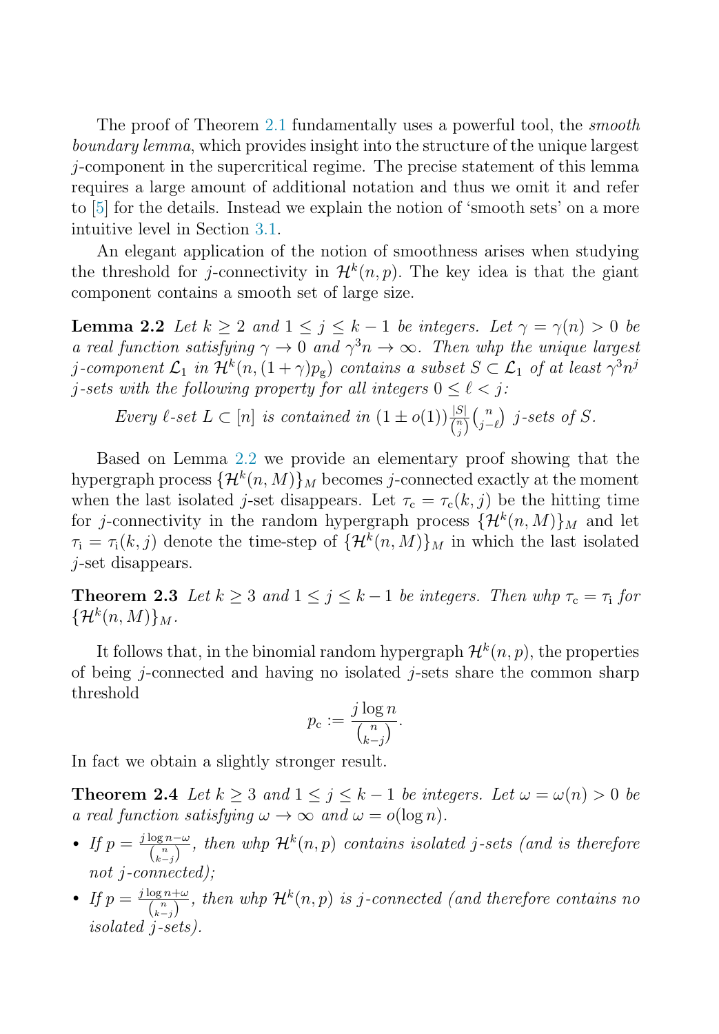The proof of Theorem 2.1 fundamentally uses a powerful tool, the *smooth boundary lemma*, which provides insight into the structure of the unique largest $j$-component in the supercritical regime. The precise statement of this lemma requires a large amount of additional notation and thus we omit it and refer to [5] for the details. Instead we explain the notion of 'smooth sets' on a more intuitive level in Section 3.1.

An elegant application of the notion of smoothness arises when studying the threshold for $j$-connectivity in $\mathcal{H}^k(n,p)$. The key idea is that the giant component contains a smooth set of large size.

**Lemma 2.2** *Let $k \geq 2$ and $1 \leq j \leq k-1$ be integers. Let $\gamma = \gamma(n) > 0$ be a real function satisfying $\gamma \to 0$ and $\gamma^3 n \to \infty$. Then whp the unique largest $j$-component $\mathcal{L}_1$ in $\mathcal{H}^k(n,(1+\gamma)p_{\mathrm{g}})$ contains a subset $S \subset \mathcal{L}_1$ of at least $\gamma^3 n^j$ $j$-sets with the following property for all integers $0 \leq \ell < j$:*

*Every $\ell$-set $L \subset [n]$ is contained in $(1 \pm o(1))\frac{|S|}{\binom{n}{j}}\binom{n}{j-\ell}$ $j$-sets of $S$.*

Based on Lemma 2.2 we provide an elementary proof showing that the hypergraph process $\{\mathcal{H}^k(n,M)\}_M$ becomes $j$-connected exactly at the moment when the last isolated $j$-set disappears. Let $\tau_{\mathrm{c}} = \tau_{\mathrm{c}}(k,j)$ be the hitting time for $j$-connectivity in the random hypergraph process $\{\mathcal{H}^k(n,M)\}_M$ and let $\tau_{\mathrm{i}} = \tau_{\mathrm{i}}(k,j)$ denote the time-step of $\{\mathcal{H}^k(n,M)\}_M$ in which the last isolated $j$-set disappears.

**Theorem 2.3** *Let $k \geq 3$ and $1 \leq j \leq k-1$ be integers. Then whp $\tau_{\mathrm{c}} = \tau_{\mathrm{i}}$ for $\{\mathcal{H}^k(n,M)\}_M$.*

It follows that, in the binomial random hypergraph $\mathcal{H}^k(n,p)$, the properties of being $j$-connected and having no isolated $j$-sets share the common sharp threshold

$$p_{\mathrm{c}} := \frac{j \log n}{\binom{n}{k-j}}.$$

In fact we obtain a slightly stronger result.

**Theorem 2.4** *Let $k \geq 3$ and $1 \leq j \leq k-1$ be integers. Let $\omega = \omega(n) > 0$ be a real function satisfying $\omega \to \infty$ and $\omega = o(\log n)$.*

- *If $p = \frac{j \log n - \omega}{\binom{n}{k-j}}$, then whp $\mathcal{H}^k(n,p)$ contains isolated $j$-sets (and is therefore not $j$-connected);*
- *If $p = \frac{j \log n + \omega}{\binom{n}{k-j}}$, then whp $\mathcal{H}^k(n,p)$ is $j$-connected (and therefore contains no isolated $j$-sets).*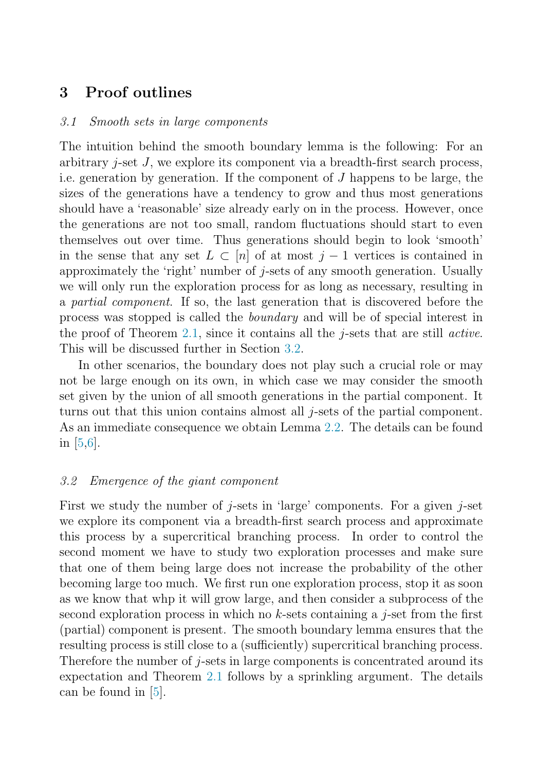## 3 Proof outlines

### 3.1 Smooth sets in large components

The intuition behind the smooth boundary lemma is the following: For an arbitrary $j$-set $J$, we explore its component via a breadth-first search process, i.e. generation by generation. If the component of $J$ happens to be large, the sizes of the generations have a tendency to grow and thus most generations should have a 'reasonable' size already early on in the process. However, once the generations are not too small, random fluctuations should start to even themselves out over time. Thus generations should begin to look 'smooth' in the sense that any set $L \subset [n]$ of at most $j-1$ vertices is contained in approximately the 'right' number of $j$-sets of any smooth generation. Usually we will only run the exploration process for as long as necessary, resulting in a *partial component*. If so, the last generation that is discovered before the process was stopped is called the *boundary* and will be of special interest in the proof of Theorem 2.1, since it contains all the $j$-sets that are still *active*. This will be discussed further in Section 3.2.

In other scenarios, the boundary does not play such a crucial role or may not be large enough on its own, in which case we may consider the smooth set given by the union of all smooth generations in the partial component. It turns out that this union contains almost all $j$-sets of the partial component. As an immediate consequence we obtain Lemma 2.2. The details can be found in [5,6].

### 3.2 Emergence of the giant component

First we study the number of $j$-sets in 'large' components. For a given $j$-set we explore its component via a breadth-first search process and approximate this process by a supercritical branching process. In order to control the second moment we have to study two exploration processes and make sure that one of them being large does not increase the probability of the other becoming large too much. We first run one exploration process, stop it as soon as we know that whp it will grow large, and then consider a subprocess of the second exploration process in which no $k$-sets containing a $j$-set from the first (partial) component is present. The smooth boundary lemma ensures that the resulting process is still close to a (sufficiently) supercritical branching process. Therefore the number of $j$-sets in large components is concentrated around its expectation and Theorem 2.1 follows by a sprinkling argument. The details can be found in [5].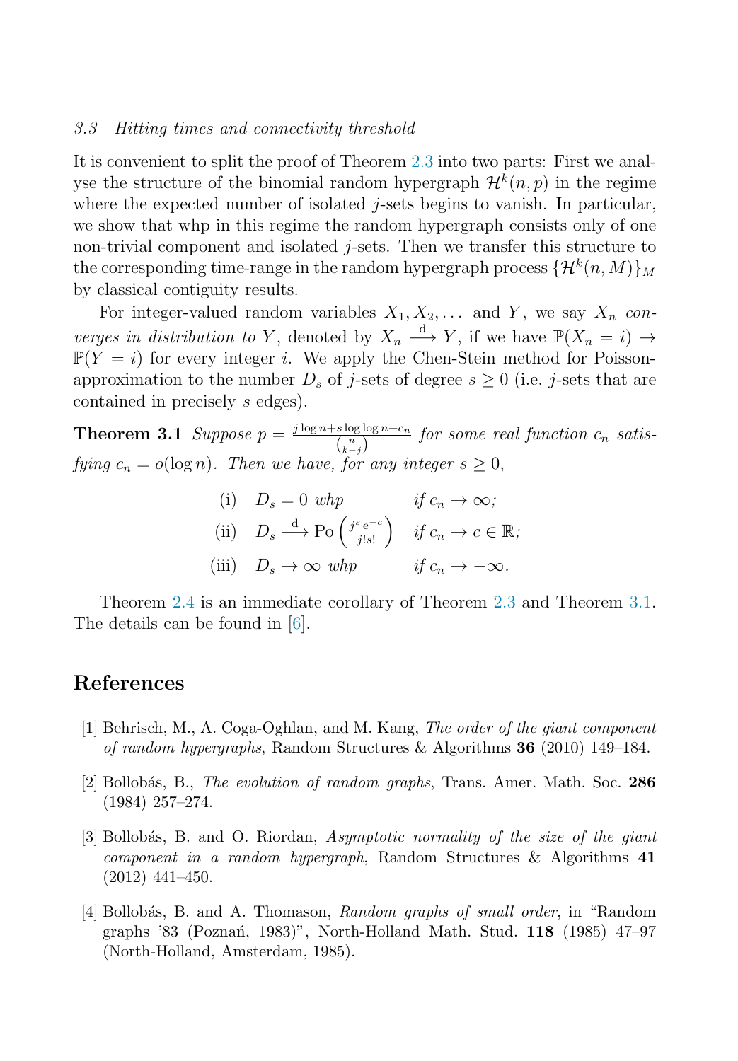### 3.3 Hitting times and connectivity threshold

It is convenient to split the proof of Theorem 2.3 into two parts: First we analyse the structure of the binomial random hypergraph $\mathcal{H}^k(n,p)$ in the regime where the expected number of isolated $j$-sets begins to vanish. In particular, we show that whp in this regime the random hypergraph consists only of one non-trivial component and isolated $j$-sets. Then we transfer this structure to the corresponding time-range in the random hypergraph process $\{\mathcal{H}^k(n,M)\}_M$ by classical contiguity results.

For integer-valued random variables $X_1, X_2, \ldots$ and $Y$, we say $X_n$ *converges in distribution to* $Y$, denoted by $X_n \xrightarrow{\text{d}} Y$, if we have $\mathbb{P}(X_n = i) \to \mathbb{P}(Y = i)$ for every integer $i$. We apply the Chen-Stein method for Poisson-approximation to the number $D_s$ of $j$-sets of degree $s \geq 0$ (i.e. $j$-sets that are contained in precisely $s$ edges).

**Theorem 3.1** *Suppose* $p = \frac{j \log n + s \log\log n + c_n}{\binom{n}{k-j}}$ *for some real function* $c_n$ *satisfying* $c_n = o(\log n)$*. Then we have, for any integer* $s \geq 0$,

$$
\begin{array}{lll}
\text{(i)} & D_s = 0 \ \textit{whp} & \textit{if } c_n \to \infty; \\
\text{(ii)} & D_s \xrightarrow{\text{d}} \mathrm{Po}\left(\frac{j^s \, \mathrm{e}^{-c}}{j! s!}\right) & \textit{if } c_n \to c \in \mathbb{R}; \\
\text{(iii)} & D_s \to \infty \ \textit{whp} & \textit{if } c_n \to -\infty.
\end{array}
$$

Theorem 2.4 is an immediate corollary of Theorem 2.3 and Theorem 3.1. The details can be found in [6].

## References

[1] Behrisch, M., A. Coga-Oghlan, and M. Kang, *The order of the giant component of random hypergraphs*, Random Structures & Algorithms **36** (2010) 149–184.

[2] Bollobás, B., *The evolution of random graphs*, Trans. Amer. Math. Soc. **286** (1984) 257–274.

[3] Bollobás, B. and O. Riordan, *Asymptotic normality of the size of the giant component in a random hypergraph*, Random Structures & Algorithms **41** (2012) 441–450.

[4] Bollobás, B. and A. Thomason, *Random graphs of small order*, in "Random graphs '83 (Poznań, 1983)", North-Holland Math. Stud. **118** (1985) 47–97 (North-Holland, Amsterdam, 1985).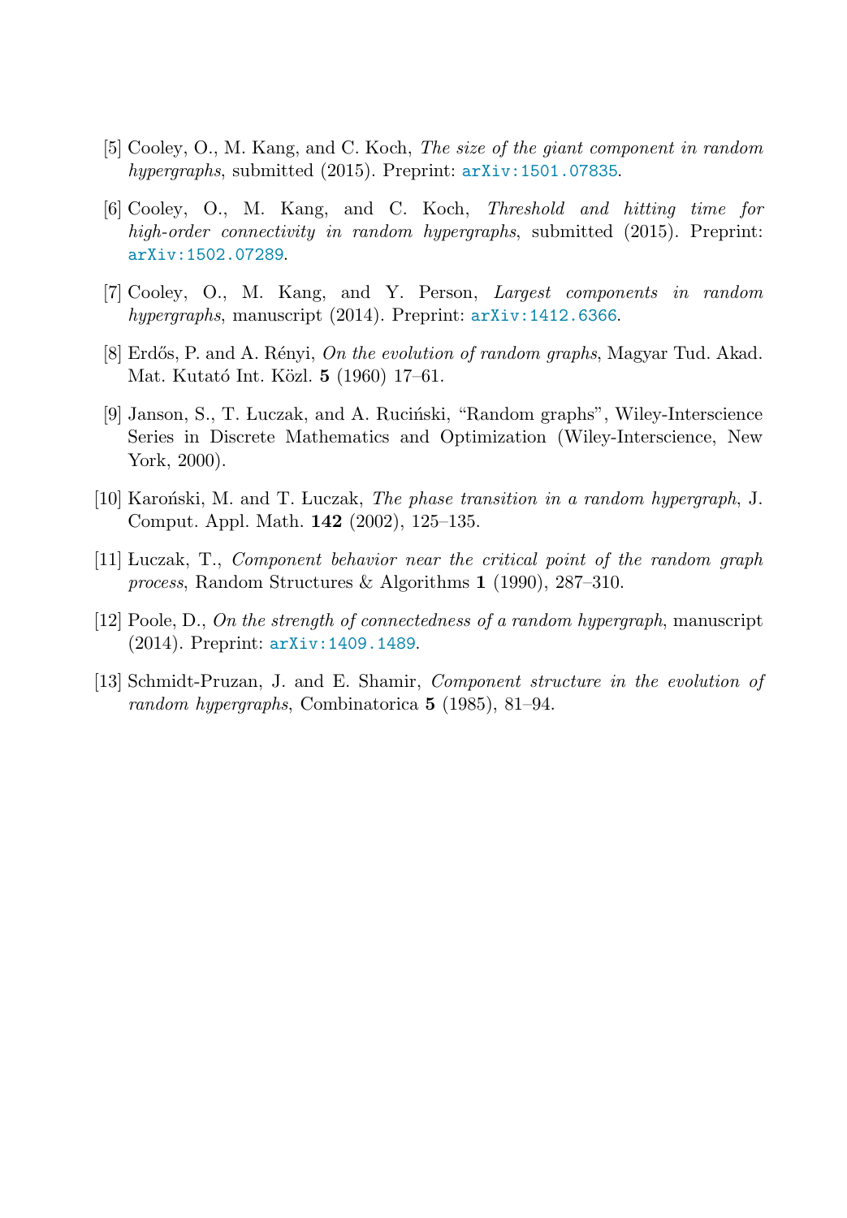[5] Cooley, O., M. Kang, and C. Koch, *The size of the giant component in random hypergraphs*, submitted (2015). Preprint: arXiv:1501.07835.

[6] Cooley, O., M. Kang, and C. Koch, *Threshold and hitting time for high-order connectivity in random hypergraphs*, submitted (2015). Preprint: arXiv:1502.07289.

[7] Cooley, O., M. Kang, and Y. Person, *Largest components in random hypergraphs*, manuscript (2014). Preprint: arXiv:1412.6366.

[8] Erdős, P. and A. Rényi, *On the evolution of random graphs*, Magyar Tud. Akad. Mat. Kutató Int. Közl. **5** (1960) 17–61.

[9] Janson, S., T. Łuczak, and A. Ruciński, "Random graphs", Wiley-Interscience Series in Discrete Mathematics and Optimization (Wiley-Interscience, New York, 2000).

[10] Karoński, M. and T. Łuczak, *The phase transition in a random hypergraph*, J. Comput. Appl. Math. **142** (2002), 125–135.

[11] Łuczak, T., *Component behavior near the critical point of the random graph process*, Random Structures & Algorithms **1** (1990), 287–310.

[12] Poole, D., *On the strength of connectedness of a random hypergraph*, manuscript (2014). Preprint: arXiv:1409.1489.

[13] Schmidt-Pruzan, J. and E. Shamir, *Component structure in the evolution of random hypergraphs*, Combinatorica **5** (1985), 81–94.